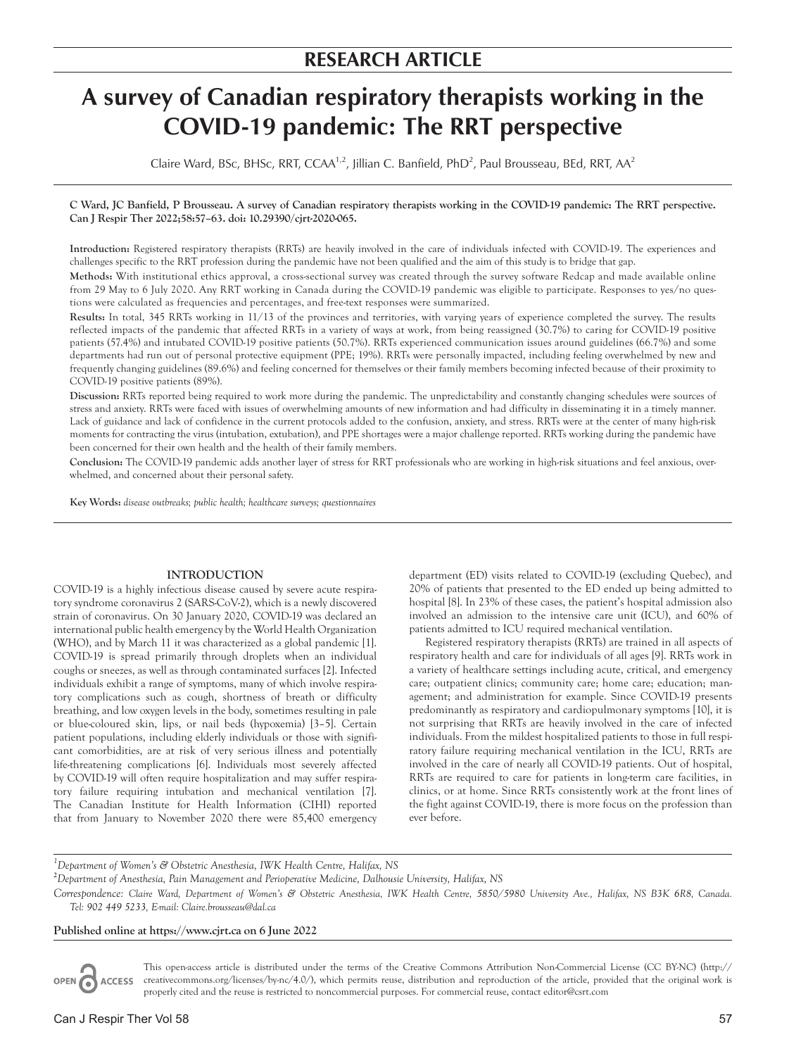## RESEARCH ARTICLE

# A survey of Canadian respiratory therapists working in the COVID-19 pandemic: The RRT perspective

Claire Ward, BSc, BHSc, RRT, CCAA[1,2], Jillian C. Banfield, PhD[2], Paul Brousseau, BEd, RRT, AA[2]

**C Ward, JC Banfield, P Brousseau. A survey of Canadian respiratory therapists working in the COVID-19 pandemic: The RRT perspective. Can J Respir Ther 2022;58:57–63. doi: 10.29390/cjrt-2020-065.**

**Introduction:** Registered respiratory therapists (RRTs) are heavily involved in the care of individuals infected with COVID-19. The experiences and challenges specific to the RRT profession during the pandemic have not been qualified and the aim of this study is to bridge that gap.

**Methods:** With institutional ethics approval, a cross-sectional survey was created through the survey software Redcap and made available online from 29 May to 6 July 2020. Any RRT working in Canada during the COVID-19 pandemic was eligible to participate. Responses to yes/no questions were calculated as frequencies and percentages, and free-text responses were summarized.

**Results:** In total, 345 RRTs working in 11/13 of the provinces and territories, with varying years of experience completed the survey. The results reflected impacts of the pandemic that affected RRTs in a variety of ways at work, from being reassigned (30.7%) to caring for COVID-19 positive patients (57.4%) and intubated COVID-19 positive patients (50.7%). RRTs experienced communication issues around guidelines (66.7%) and some departments had run out of personal protective equipment (PPE; 19%). RRTs were personally impacted, including feeling overwhelmed by new and frequently changing guidelines (89.6%) and feeling concerned for themselves or their family members becoming infected because of their proximity to COVID-19 positive patients (89%).

**Discussion:** RRTs reported being required to work more during the pandemic. The unpredictability and constantly changing schedules were sources of stress and anxiety. RRTs were faced with issues of overwhelming amounts of new information and had difficulty in disseminating it in a timely manner. Lack of guidance and lack of confidence in the current protocols added to the confusion, anxiety, and stress. RRTs were at the center of many high-risk moments for contracting the virus (intubation, extubation), and PPE shortages were a major challenge reported. RRTs working during the pandemic have been concerned for their own health and the health of their family members.

**Conclusion:** The COVID-19 pandemic adds another layer of stress for RRT professionals who are working in high-risk situations and feel anxious, overwhelmed, and concerned about their personal safety.

**Key Words:** *disease outbreaks; public health; healthcare surveys; questionnaires*

## INTRODUCTION

COVID-19 is a highly infectious disease caused by severe acute respiratory syndrome coronavirus 2 (SARS-CoV-2), which is a newly discovered strain of coronavirus. On 30 January 2020, COVID-19 was declared an international public health emergency by the World Health Organization (WHO), and by March 11 it was characterized as a global pandemic [1]. COVID-19 is spread primarily through droplets when an individual coughs or sneezes, as well as through contaminated surfaces [2]. Infected individuals exhibit a range of symptoms, many of which involve respiratory complications such as cough, shortness of breath or difficulty breathing, and low oxygen levels in the body, sometimes resulting in pale or blue-coloured skin, lips, or nail beds (hypoxemia) [3–5]. Certain patient populations, including elderly individuals or those with significant comorbidities, are at risk of very serious illness and potentially life-threatening complications [6]. Individuals most severely affected by COVID-19 will often require hospitalization and may suffer respiratory failure requiring intubation and mechanical ventilation [7]. The Canadian Institute for Health Information (CIHI) reported that from January to November 2020 there were 85,400 emergency department (ED) visits related to COVID-19 (excluding Quebec), and 20% of patients that presented to the ED ended up being admitted to hospital [8]. In 23% of these cases, the patient's hospital admission also involved an admission to the intensive care unit (ICU), and 60% of patients admitted to ICU required mechanical ventilation.

Registered respiratory therapists (RRTs) are trained in all aspects of respiratory health and care for individuals of all ages [9]. RRTs work in a variety of healthcare settings including acute, critical, and emergency care; outpatient clinics; community care; home care; education; management; and administration for example. Since COVID-19 presents predominantly as respiratory and cardiopulmonary symptoms [10], it is not surprising that RRTs are heavily involved in the care of infected individuals. From the mildest hospitalized patients to those in full respiratory failure requiring mechanical ventilation in the ICU, RRTs are involved in the care of nearly all COVID-19 patients. Out of hospital, RRTs are required to care for patients in long-term care facilities, in clinics, or at home. Since RRTs consistently work at the front lines of the fight against COVID-19, there is more focus on the profession than ever before.

---

[1]*Department of Women's & Obstetric Anesthesia, IWK Health Centre, Halifax, NS*

[2]*Department of Anesthesia, Pain Management and Perioperative Medicine, Dalhousie University, Halifax, NS*

*Correspondence: Claire Ward, Department of Women's & Obstetric Anesthesia, IWK Health Centre, 5850/5980 University Ave., Halifax, NS B3K 6R8, Canada. Tel: 902 449 5233, E-mail: Claire.brousseau@dal.ca*

**Published online at https://www.cjrt.ca on 6 June 2022**

This open-access article is distributed under the terms of the Creative Commons Attribution Non-Commercial License (CC BY-NC) (http://creativecommons.org/licenses/by-nc/4.0/), which permits reuse, distribution and reproduction of the article, provided that the original work is properly cited and the reuse is restricted to noncommercial purposes. For commercial reuse, contact editor@csrt.com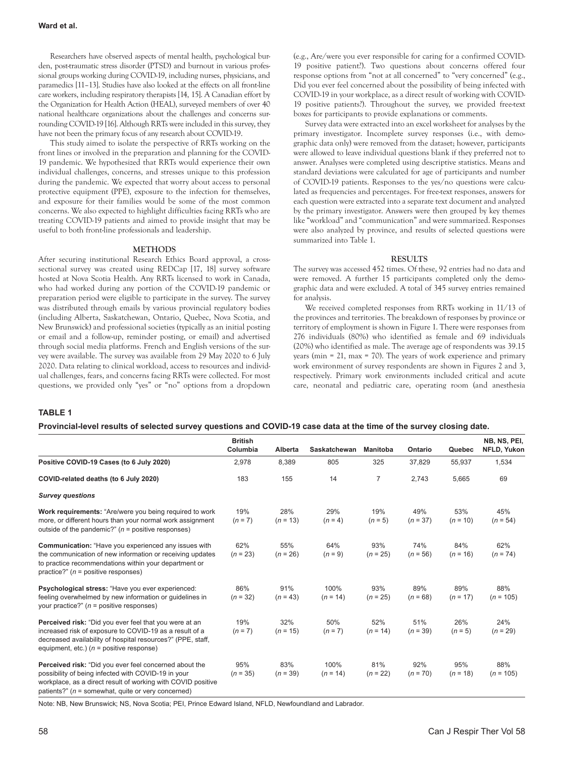Researchers have observed aspects of mental health, psychological burden, post-traumatic stress disorder (PTSD) and burnout in various professional groups working during COVID-19, including nurses, physicians, and paramedics [11–13]. Studies have also looked at the effects on all front-line care workers, including respiratory therapists [14, 15]. A Canadian effort by the Organization for Health Action (HEAL), surveyed members of over 40 national healthcare organizations about the challenges and concerns surrounding COVID-19 [16]. Although RRTs were included in this survey, they have not been the primary focus of any research about COVID-19.

This study aimed to isolate the perspective of RRTs working on the front lines or involved in the preparation and planning for the COVID-19 pandemic. We hypothesized that RRTs would experience their own individual challenges, concerns, and stresses unique to this profession during the pandemic. We expected that worry about access to personal protective equipment (PPE), exposure to the infection for themselves, and exposure for their families would be some of the most common concerns. We also expected to highlight difficulties facing RRTs who are treating COVID-19 patients and aimed to provide insight that may be useful to both front-line professionals and leadership.

## METHODS

After securing institutional Research Ethics Board approval, a cross-sectional survey was created using REDCap [17, 18] survey software hosted at Nova Scotia Health. Any RRTs licensed to work in Canada, who had worked during any portion of the COVID-19 pandemic or preparation period were eligible to participate in the survey. The survey was distributed through emails by various provincial regulatory bodies (including Alberta, Saskatchewan, Ontario, Quebec, Nova Scotia, and New Brunswick) and professional societies (typically as an initial posting or email and a follow-up, reminder posting, or email) and advertised through social media platforms. French and English versions of the survey were available. The survey was available from 29 May 2020 to 6 July 2020. Data relating to clinical workload, access to resources and individual challenges, fears, and concerns facing RRTs were collected. For most questions, we provided only "yes" or "no" options from a dropdown (e.g., Are/were you ever responsible for caring for a confirmed COVID-19 positive patient?). Two questions about concerns offered four response options from "not at all concerned" to "very concerned" (e.g., Did you ever feel concerned about the possibility of being infected with COVID-19 in your workplace, as a direct result of working with COVID-19 positive patients?). Throughout the survey, we provided free-text boxes for participants to provide explanations or comments.

Survey data were extracted into an excel worksheet for analyses by the primary investigator. Incomplete survey responses (i.e., with demographic data only) were removed from the dataset; however, participants were allowed to leave individual questions blank if they preferred not to answer. Analyses were completed using descriptive statistics. Means and standard deviations were calculated for age of participants and number of COVID-19 patients. Responses to the yes/no questions were calculated as frequencies and percentages. For free-text responses, answers for each question were extracted into a separate text document and analyzed by the primary investigator. Answers were then grouped by key themes like "workload" and "communication" and were summarized. Responses were also analyzed by province, and results of selected questions were summarized into Table 1.

## RESULTS

The survey was accessed 452 times. Of these, 92 entries had no data and were removed. A further 15 participants completed only the demographic data and were excluded. A total of 345 survey entries remained for analysis.

We received completed responses from RRTs working in 11/13 of the provinces and territories. The breakdown of responses by province or territory of employment is shown in Figure 1. There were responses from 276 individuals (80%) who identified as female and 69 individuals (20%) who identified as male. The average age of respondents was 39.15 years (min = 21, max = 70). The years of work experience and primary work environment of survey respondents are shown in Figures 2 and 3, respectively. Primary work environments included critical and acute care, neonatal and pediatric care, operating room (and anesthesia

**TABLE 1**

**Provincial-level results of selected survey questions and COVID-19 case data at the time of the survey closing date.**

| | British Columbia | Alberta | Saskatchewan | Manitoba | Ontario | Quebec | NB, NS, PEI, NFLD, Yukon |
|---|---|---|---|---|---|---|---|
| **Positive COVID-19 Cases (to 6 July 2020)** | 2,978 | 8,389 | 805 | 325 | 37,829 | 55,937 | 1,534 |
| **COVID-related deaths (to 6 July 2020)** | 183 | 155 | 14 | 7 | 2,743 | 5,665 | 69 |
| ***Survey questions*** | | | | | | | |
| **Work requirements:** "Are/were you being required to work more, or different hours than your normal work assignment outside of the pandemic?" (*n* = positive responses) | 19% (*n* = 7) | 28% (*n* = 13) | 29% (*n* = 4) | 19% (*n* = 5) | 49% (*n* = 37) | 53% (*n* = 10) | 45% (*n* = 54) |
| **Communication:** "Have you experienced any issues with the communication of new information or receiving updates to practice recommendations within your department or practice?" (*n* = positive responses) | 62% (*n* = 23) | 55% (*n* = 26) | 64% (*n* = 9) | 93% (*n* = 25) | 74% (*n* = 56) | 84% (*n* = 16) | 62% (*n* = 74) |
| **Psychological stress:** "Have you ever experienced: feeling overwhelmed by new information or guidelines in your practice?" (*n* = positive responses) | 86% (*n* = 32) | 91% (*n* = 43) | 100% (*n* = 14) | 93% (*n* = 25) | 89% (*n* = 68) | 89% (*n* = 17) | 88% (*n* = 105) |
| **Perceived risk:** "Did you ever feel that you were at an increased risk of exposure to COVID-19 as a result of a decreased availability of hospital resources?" (PPE, staff, equipment, etc.) (*n* = positive response) | 19% (*n* = 7) | 32% (*n* = 15) | 50% (*n* = 7) | 52% (*n* = 14) | 51% (*n* = 39) | 26% (*n* = 5) | 24% (*n* = 29) |
| **Perceived risk:** "Did you ever feel concerned about the possibility of being infected with COVID-19 in your workplace, as a direct result of working with COVID positive patients?" (*n* = somewhat, quite or very concerned) | 95% (*n* = 35) | 83% (*n* = 39) | 100% (*n* = 14) | 81% (*n* = 22) | 92% (*n* = 70) | 95% (*n* = 18) | 88% (*n* = 105) |

Note: NB, New Brunswick; NS, Nova Scotia; PEI, Prince Edward Island, NFLD, Newfoundland and Labrador.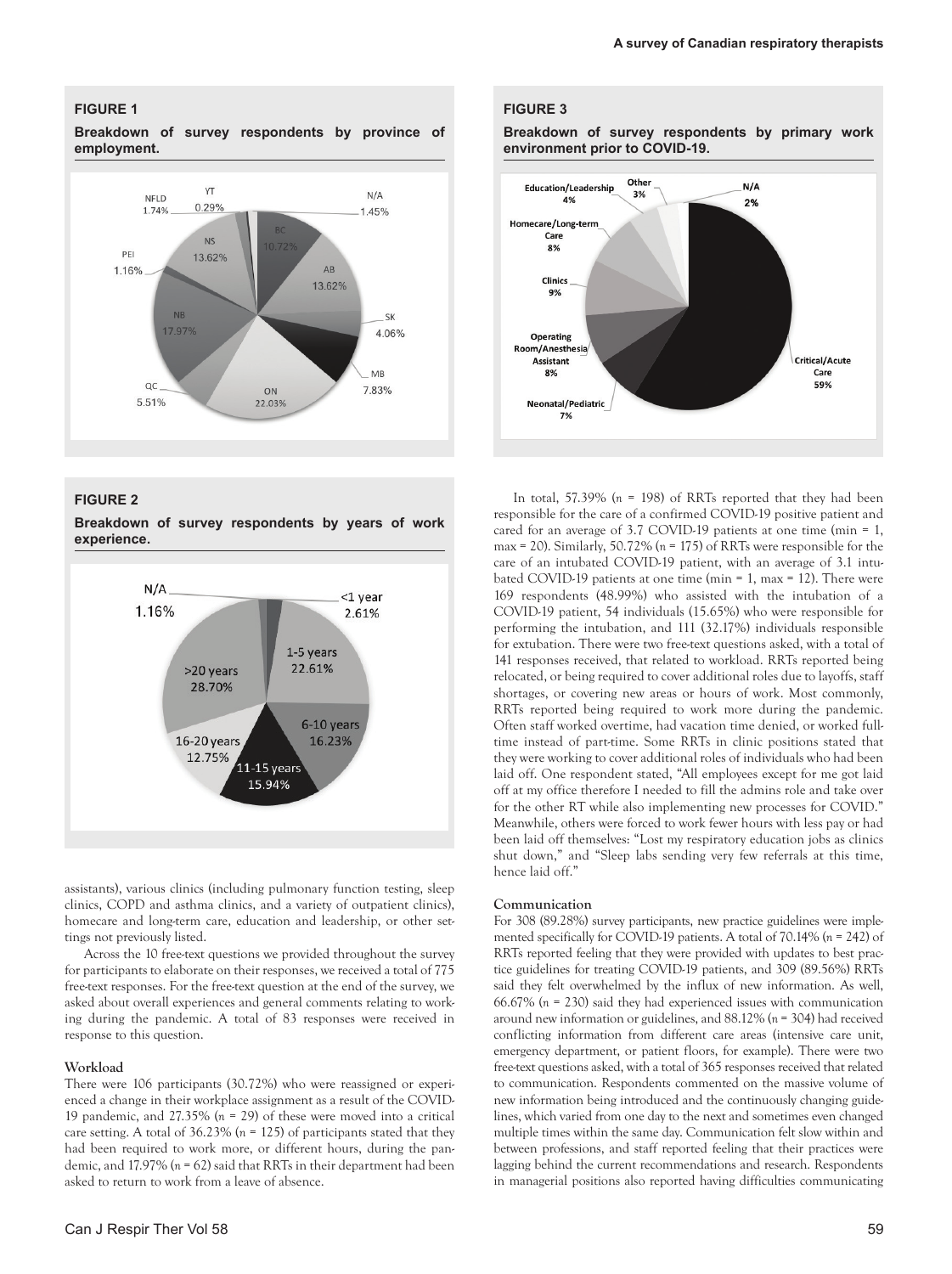**FIGURE 1**

**Breakdown of survey respondents by province of employment.**

**FIGURE 2**

**Breakdown of survey respondents by years of work experience.**

**FIGURE 3**

**Breakdown of survey respondents by primary work environment prior to COVID-19.**

assistants), various clinics (including pulmonary function testing, sleep clinics, COPD and asthma clinics, and a variety of outpatient clinics), homecare and long-term care, education and leadership, or other settings not previously listed.

Across the 10 free-text questions we provided throughout the survey for participants to elaborate on their responses, we received a total of 775 free-text responses. For the free-text question at the end of the survey, we asked about overall experiences and general comments relating to working during the pandemic. A total of 83 responses were received in response to this question.

### Workload

There were 106 participants (30.72%) who were reassigned or experienced a change in their workplace assignment as a result of the COVID-19 pandemic, and 27.35% (*n* = 29) of these were moved into a critical care setting. A total of 36.23% (*n* = 125) of participants stated that they had been required to work more, or different hours, during the pandemic, and 17.97% (*n* = 62) said that RRTs in their department had been asked to return to work from a leave of absence.

In total, 57.39% (*n* = 198) of RRTs reported that they had been responsible for the care of a confirmed COVID-19 positive patient and cared for an average of 3.7 COVID-19 patients at one time (min = 1, max = 20). Similarly, 50.72% (*n* = 175) of RRTs were responsible for the care of an intubated COVID-19 patient, with an average of 3.1 intubated COVID-19 patients at one time (min = 1, max = 12). There were 169 respondents (48.99%) who assisted with the intubation of a COVID-19 patient, 54 individuals (15.65%) who were responsible for performing the intubation, and 111 (32.17%) individuals responsible for extubation. There were two free-text questions asked, with a total of 141 responses received, that related to workload. RRTs reported being relocated, or being required to cover additional roles due to layoffs, staff shortages, or covering new areas or hours of work. Most commonly, RRTs reported being required to work more during the pandemic. Often staff worked overtime, had vacation time denied, or worked full-time instead of part-time. Some RRTs in clinic positions stated that they were working to cover additional roles of individuals who had been laid off. One respondent stated, "All employees except for me got laid off at my office therefore I needed to fill the admins role and take over for the other RT while also implementing new processes for COVID." Meanwhile, others were forced to work fewer hours with less pay or had been laid off themselves: "Lost my respiratory education jobs as clinics shut down," and "Sleep labs sending very few referrals at this time, hence laid off."

### Communication

For 308 (89.28%) survey participants, new practice guidelines were implemented specifically for COVID-19 patients. A total of 70.14% (*n* = 242) of RRTs reported feeling that they were provided with updates to best practice guidelines for treating COVID-19 patients, and 309 (89.56%) RRTs said they felt overwhelmed by the influx of new information. As well, 66.67% (*n* = 230) said they had experienced issues with communication around new information or guidelines, and 88.12% (*n* = 304) had received conflicting information from different care areas (intensive care unit, emergency department, or patient floors, for example). There were two free-text questions asked, with a total of 365 responses received that related to communication. Respondents commented on the massive volume of new information being introduced and the continuously changing guidelines, which varied from one day to the next and sometimes even changed multiple times within the same day. Communication felt slow within and between professions, and staff reported feeling that their practices were lagging behind the current recommendations and research. Respondents in managerial positions also reported having difficulties communicating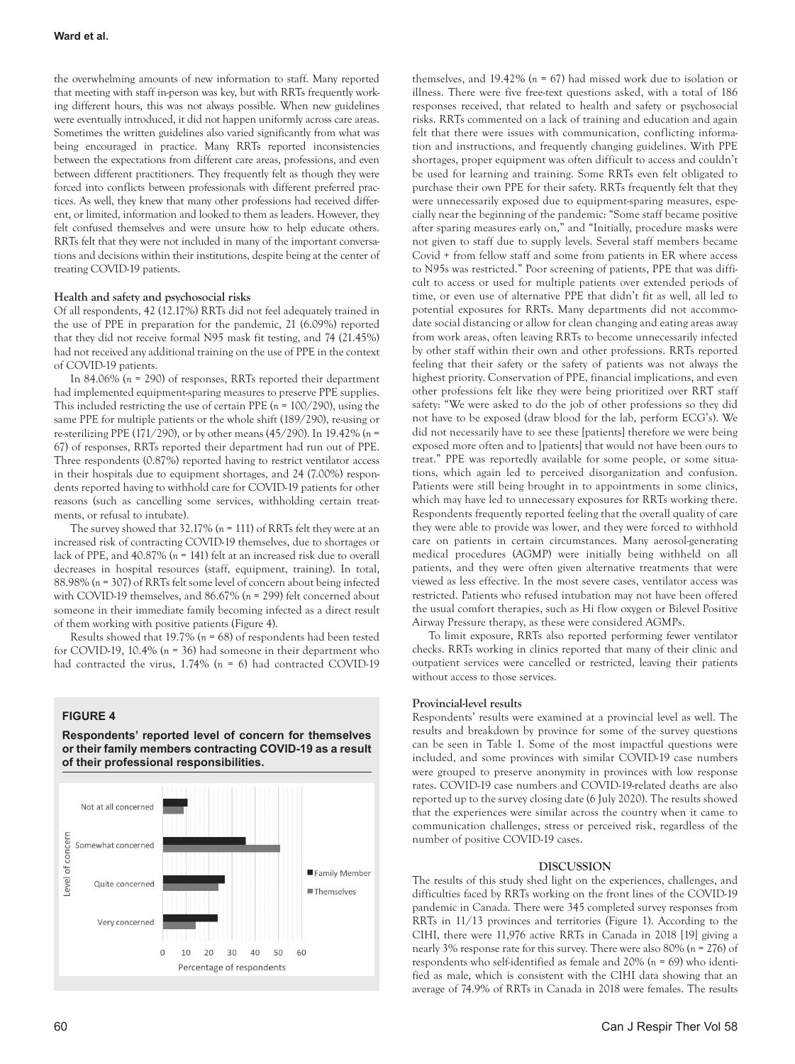the overwhelming amounts of new information to staff. Many reported that meeting with staff in-person was key, but with RRTs frequently working different hours, this was not always possible. When new guidelines were eventually introduced, it did not happen uniformly across care areas. Sometimes the written guidelines also varied significantly from what was being encouraged in practice. Many RRTs reported inconsistencies between the expectations from different care areas, professions, and even between different practitioners. They frequently felt as though they were forced into conflicts between professionals with different preferred practices. As well, they knew that many other professions had received different, or limited, information and looked to them as leaders. However, they felt confused themselves and were unsure how to help educate others. RRTs felt that they were not included in many of the important conversations and decisions within their institutions, despite being at the center of treating COVID-19 patients.

#### Health and safety and psychosocial risks

Of all respondents, 42 (12.17%) RRTs did not feel adequately trained in the use of PPE in preparation for the pandemic, 21 (6.09%) reported that they did not receive formal N95 mask fit testing, and 74 (21.45%) had not received any additional training on the use of PPE in the context of COVID-19 patients.

In 84.06% (*n* = 290) of responses, RRTs reported their department had implemented equipment-sparing measures to preserve PPE supplies. This included restricting the use of certain PPE (*n* = 100/290), using the same PPE for multiple patients or the whole shift (189/290), re-using or re-sterilizing PPE (171/290), or by other means (45/290). In 19.42% (*n* = 67) of responses, RRTs reported their department had run out of PPE. Three respondents (0.87%) reported having to restrict ventilator access in their hospitals due to equipment shortages, and 24 (7.00%) respondents reported having to withhold care for COVID-19 patients for other reasons (such as cancelling some services, withholding certain treatments, or refusal to intubate).

The survey showed that 32.17% (*n* = 111) of RRTs felt they were at an increased risk of contracting COVID-19 themselves, due to shortages or lack of PPE, and 40.87% (*n* = 141) felt at an increased risk due to overall decreases in hospital resources (staff, equipment, training). In total, 88.98% (*n* = 307) of RRTs felt some level of concern about being infected with COVID-19 themselves, and 86.67% (*n* = 299) felt concerned about someone in their immediate family becoming infected as a direct result of them working with positive patients (Figure 4).

Results showed that 19.7% (*n* = 68) of respondents had been tested for COVID-19, 10.4% (*n* = 36) had someone in their department who had contracted the virus, 1.74% (*n* = 6) had contracted COVID-19 themselves, and 19.42% (*n* = 67) had missed work due to isolation or illness. There were five free-text questions asked, with a total of 186 responses received, that related to health and safety or psychosocial risks. RRTs commented on a lack of training and education and again felt that there were issues with communication, conflicting information and instructions, and frequently changing guidelines. With PPE shortages, proper equipment was often difficult to access and couldn't be used for learning and training. Some RRTs even felt obligated to purchase their own PPE for their safety. RRTs frequently felt that they were unnecessarily exposed due to equipment-sparing measures, especially near the beginning of the pandemic: "Some staff became positive after sparing measures early on," and "Initially, procedure masks were not given to staff due to supply levels. Several staff members became Covid + from fellow staff and some from patients in ER where access to N95s was restricted." Poor screening of patients, PPE that was difficult to access or used for multiple patients over extended periods of time, or even use of alternative PPE that didn't fit as well, all led to potential exposures for RRTs. Many departments did not accommodate social distancing or allow for clean changing and eating areas away from work areas, often leaving RRTs to become unnecessarily infected by other staff within their own and other professions. RRTs reported feeling that their safety or the safety of patients was not always the highest priority. Conservation of PPE, financial implications, and even other professions felt like they were being prioritized over RRT staff safety: "We were asked to do the job of other professions so they did not have to be exposed (draw blood for the lab, perform ECG's). We did not necessarily have to see these [patients] therefore we were being exposed more often and to [patients] that would not have been ours to treat." PPE was reportedly available for some people, or some situations, which again led to perceived disorganization and confusion. Patients were still being brought in to appointments in some clinics, which may have led to unnecessary exposures for RRTs working there. Respondents frequently reported feeling that the overall quality of care they were able to provide was lower, and they were forced to withhold care on patients in certain circumstances. Many aerosol-generating medical procedures (AGMP) were initially being withheld on all patients, and they were often given alternative treatments that were viewed as less effective. In the most severe cases, ventilator access was restricted. Patients who refused intubation may not have been offered the usual comfort therapies, such as Hi flow oxygen or Bilevel Positive Airway Pressure therapy, as these were considered AGMPs.

To limit exposure, RRTs also reported performing fewer ventilator checks. RRTs working in clinics reported that many of their clinic and outpatient services were cancelled or restricted, leaving their patients without access to those services.

**FIGURE 4**

**Respondents' reported level of concern for themselves or their family members contracting COVID-19 as a result of their professional responsibilities.**

#### Provincial-level results

Respondents' results were examined at a provincial level as well. The results and breakdown by province for some of the survey questions can be seen in Table 1. Some of the most impactful questions were included, and some provinces with similar COVID-19 case numbers were grouped to preserve anonymity in provinces with low response rates. COVID-19 case numbers and COVID-19-related deaths are also reported up to the survey closing date (6 July 2020). The results showed that the experiences were similar across the country when it came to communication challenges, stress or perceived risk, regardless of the number of positive COVID-19 cases.

## DISCUSSION

The results of this study shed light on the experiences, challenges, and difficulties faced by RRTs working on the front lines of the COVID-19 pandemic in Canada. There were 345 completed survey responses from RRTs in 11/13 provinces and territories (Figure 1). According to the CIHI, there were 11,976 active RRTs in Canada in 2018 [19] giving a nearly 3% response rate for this survey. There were also 80% (*n* = 276) of respondents who self-identified as female and 20% (*n* = 69) who identified as male, which is consistent with the CIHI data showing that an average of 74.9% of RRTs in Canada in 2018 were females. The results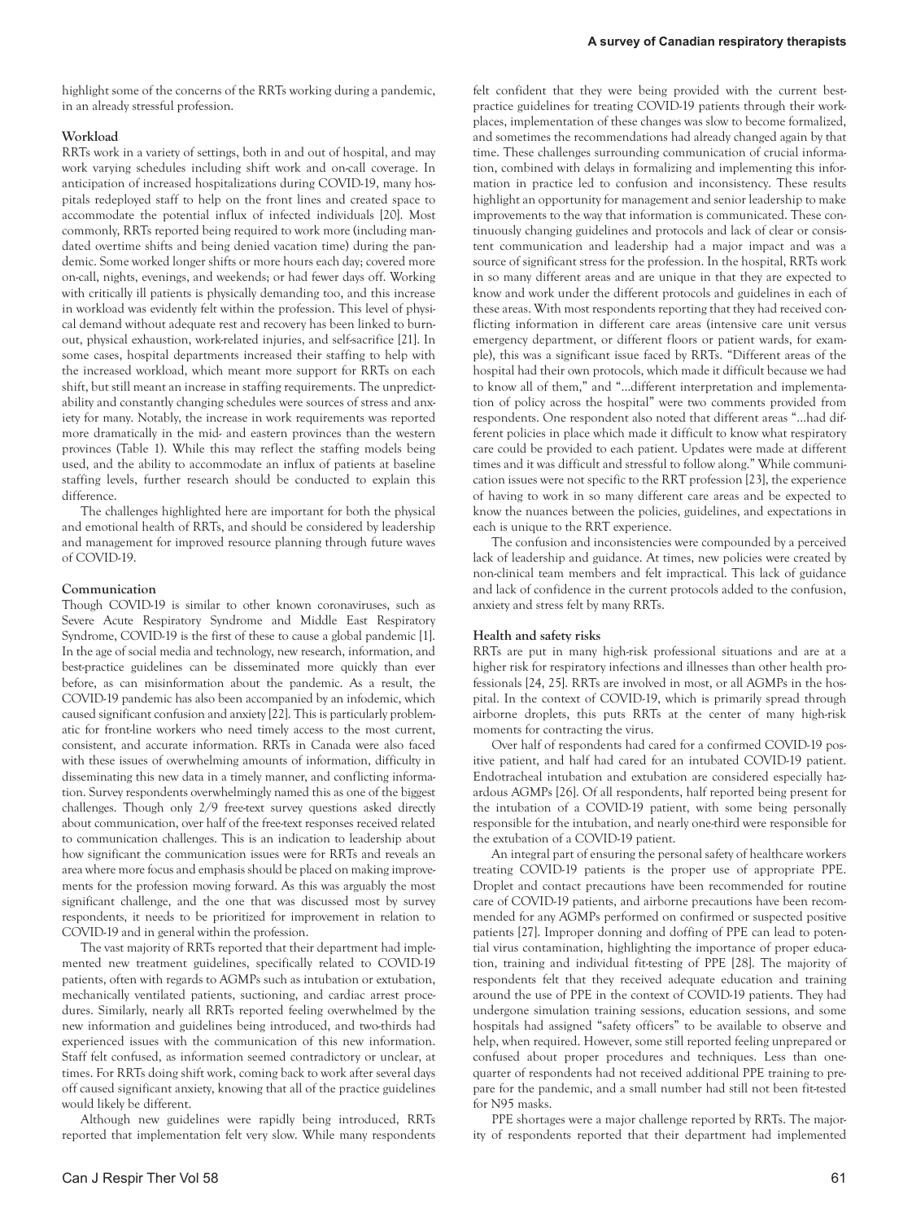highlight some of the concerns of the RRTs working during a pandemic, in an already stressful profession.

### Workload

RRTs work in a variety of settings, both in and out of hospital, and may work varying schedules including shift work and on-call coverage. In anticipation of increased hospitalizations during COVID-19, many hospitals redeployed staff to help on the front lines and created space to accommodate the potential influx of infected individuals [20]. Most commonly, RRTs reported being required to work more (including mandated overtime shifts and being denied vacation time) during the pandemic. Some worked longer shifts or more hours each day; covered more on-call, nights, evenings, and weekends; or had fewer days off. Working with critically ill patients is physically demanding too, and this increase in workload was evidently felt within the profession. This level of physical demand without adequate rest and recovery has been linked to burnout, physical exhaustion, work-related injuries, and self-sacrifice [21]. In some cases, hospital departments increased their staffing to help with the increased workload, which meant more support for RRTs on each shift, but still meant an increase in staffing requirements. The unpredictability and constantly changing schedules were sources of stress and anxiety for many. Notably, the increase in work requirements was reported more dramatically in the mid- and eastern provinces than the western provinces (Table 1). While this may reflect the staffing models being used, and the ability to accommodate an influx of patients at baseline staffing levels, further research should be conducted to explain this difference.

The challenges highlighted here are important for both the physical and emotional health of RRTs, and should be considered by leadership and management for improved resource planning through future waves of COVID-19.

### Communication

Though COVID-19 is similar to other known coronaviruses, such as Severe Acute Respiratory Syndrome and Middle East Respiratory Syndrome, COVID-19 is the first of these to cause a global pandemic [1]. In the age of social media and technology, new research, information, and best-practice guidelines can be disseminated more quickly than ever before, as can misinformation about the pandemic. As a result, the COVID-19 pandemic has also been accompanied by an infodemic, which caused significant confusion and anxiety [22]. This is particularly problematic for front-line workers who need timely access to the most current, consistent, and accurate information. RRTs in Canada were also faced with these issues of overwhelming amounts of information, difficulty in disseminating this new data in a timely manner, and conflicting information. Survey respondents overwhelmingly named this as one of the biggest challenges. Though only 2/9 free-text survey questions asked directly about communication, over half of the free-text responses received related to communication challenges. This is an indication to leadership about how significant the communication issues were for RRTs and reveals an area where more focus and emphasis should be placed on making improvements for the profession moving forward. As this was arguably the most significant challenge, and the one that was discussed most by survey respondents, it needs to be prioritized for improvement in relation to COVID-19 and in general within the profession.

The vast majority of RRTs reported that their department had implemented new treatment guidelines, specifically related to COVID-19 patients, often with regards to AGMPs such as intubation or extubation, mechanically ventilated patients, suctioning, and cardiac arrest procedures. Similarly, nearly all RRTs reported feeling overwhelmed by the new information and guidelines being introduced, and two-thirds had experienced issues with the communication of this new information. Staff felt confused, as information seemed contradictory or unclear, at times. For RRTs doing shift work, coming back to work after several days off caused significant anxiety, knowing that all of the practice guidelines would likely be different.

Although new guidelines were rapidly being introduced, RRTs reported that implementation felt very slow. While many respondents felt confident that they were being provided with the current best-practice guidelines for treating COVID-19 patients through their workplaces, implementation of these changes was slow to become formalized, and sometimes the recommendations had already changed again by that time. These challenges surrounding communication of crucial information, combined with delays in formalizing and implementing this information in practice led to confusion and inconsistency. These results highlight an opportunity for management and senior leadership to make improvements to the way that information is communicated. These continuously changing guidelines and protocols and lack of clear or consistent communication and leadership had a major impact and was a source of significant stress for the profession. In the hospital, RRTs work in so many different areas and are unique in that they are expected to know and work under the different protocols and guidelines in each of these areas. With most respondents reporting that they had received conflicting information in different care areas (intensive care unit versus emergency department, or different floors or patient wards, for example), this was a significant issue faced by RRTs. "Different areas of the hospital had their own protocols, which made it difficult because we had to know all of them," and "…different interpretation and implementation of policy across the hospital" were two comments provided from respondents. One respondent also noted that different areas "…had different policies in place which made it difficult to know what respiratory care could be provided to each patient. Updates were made at different times and it was difficult and stressful to follow along." While communication issues were not specific to the RRT profession [23], the experience of having to work in so many different care areas and be expected to know the nuances between the policies, guidelines, and expectations in each is unique to the RRT experience.

The confusion and inconsistencies were compounded by a perceived lack of leadership and guidance. At times, new policies were created by non-clinical team members and felt impractical. This lack of guidance and lack of confidence in the current protocols added to the confusion, anxiety and stress felt by many RRTs.

### Health and safety risks

RRTs are put in many high-risk professional situations and are at a higher risk for respiratory infections and illnesses than other health professionals [24, 25]. RRTs are involved in most, or all AGMPs in the hospital. In the context of COVID-19, which is primarily spread through airborne droplets, this puts RRTs at the center of many high-risk moments for contracting the virus.

Over half of respondents had cared for a confirmed COVID-19 positive patient, and half had cared for an intubated COVID-19 patient. Endotracheal intubation and extubation are considered especially hazardous AGMPs [26]. Of all respondents, half reported being present for the intubation of a COVID-19 patient, with some being personally responsible for the intubation, and nearly one-third were responsible for the extubation of a COVID-19 patient.

An integral part of ensuring the personal safety of healthcare workers treating COVID-19 patients is the proper use of appropriate PPE. Droplet and contact precautions have been recommended for routine care of COVID-19 patients, and airborne precautions have been recommended for any AGMPs performed on confirmed or suspected positive patients [27]. Improper donning and doffing of PPE can lead to potential virus contamination, highlighting the importance of proper education, training and individual fit-testing of PPE [28]. The majority of respondents felt that they received adequate education and training around the use of PPE in the context of COVID-19 patients. They had undergone simulation training sessions, education sessions, and some hospitals had assigned "safety officers" to be available to observe and help, when required. However, some still reported feeling unprepared or confused about proper procedures and techniques. Less than one-quarter of respondents had not received additional PPE training to prepare for the pandemic, and a small number had still not been fit-tested for N95 masks.

PPE shortages were a major challenge reported by RRTs. The majority of respondents reported that their department had implemented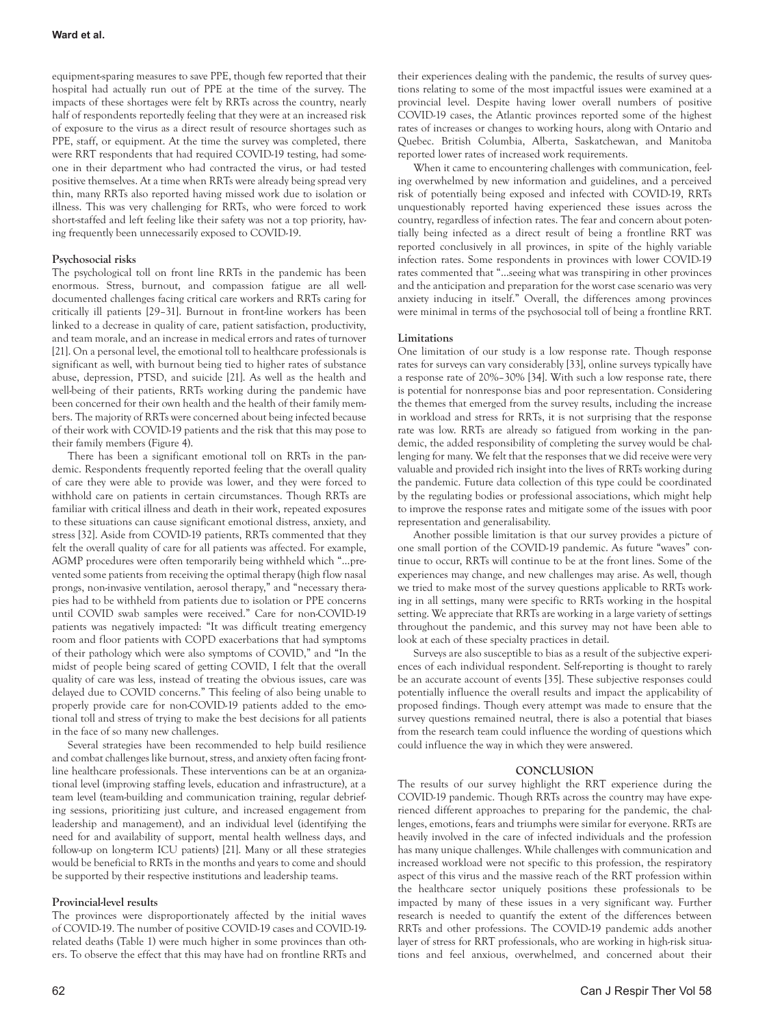equipment-sparing measures to save PPE, though few reported that their hospital had actually run out of PPE at the time of the survey. The impacts of these shortages were felt by RRTs across the country, nearly half of respondents reportedly feeling that they were at an increased risk of exposure to the virus as a direct result of resource shortages such as PPE, staff, or equipment. At the time the survey was completed, there were RRT respondents that had required COVID-19 testing, had someone in their department who had contracted the virus, or had tested positive themselves. At a time when RRTs were already being spread very thin, many RRTs also reported having missed work due to isolation or illness. This was very challenging for RRTs, who were forced to work short-staffed and left feeling like their safety was not a top priority, having frequently been unnecessarily exposed to COVID-19.

### Psychosocial risks

The psychological toll on front line RRTs in the pandemic has been enormous. Stress, burnout, and compassion fatigue are all well-documented challenges facing critical care workers and RRTs caring for critically ill patients [29–31]. Burnout in front-line workers has been linked to a decrease in quality of care, patient satisfaction, productivity, and team morale, and an increase in medical errors and rates of turnover [21]. On a personal level, the emotional toll to healthcare professionals is significant as well, with burnout being tied to higher rates of substance abuse, depression, PTSD, and suicide [21]. As well as the health and well-being of their patients, RRTs working during the pandemic have been concerned for their own health and the health of their family members. The majority of RRTs were concerned about being infected because of their work with COVID-19 patients and the risk that this may pose to their family members (Figure 4).

There has been a significant emotional toll on RRTs in the pandemic. Respondents frequently reported feeling that the overall quality of care they were able to provide was lower, and they were forced to withhold care on patients in certain circumstances. Though RRTs are familiar with critical illness and death in their work, repeated exposures to these situations can cause significant emotional distress, anxiety, and stress [32]. Aside from COVID-19 patients, RRTs commented that they felt the overall quality of care for all patients was affected. For example, AGMP procedures were often temporarily being withheld which "...prevented some patients from receiving the optimal therapy (high flow nasal prongs, non-invasive ventilation, aerosol therapy," and "necessary therapies had to be withheld from patients due to isolation or PPE concerns until COVID swab samples were received." Care for non-COVID-19 patients was negatively impacted: "It was difficult treating emergency room and floor patients with COPD exacerbations that had symptoms of their pathology which were also symptoms of COVID," and "In the midst of people being scared of getting COVID, I felt that the overall quality of care was less, instead of treating the obvious issues, care was delayed due to COVID concerns." This feeling of also being unable to properly provide care for non-COVID-19 patients added to the emotional toll and stress of trying to make the best decisions for all patients in the face of so many new challenges.

Several strategies have been recommended to help build resilience and combat challenges like burnout, stress, and anxiety often facing front-line healthcare professionals. These interventions can be at an organizational level (improving staffing levels, education and infrastructure), at a team level (team-building and communication training, regular debriefing sessions, prioritizing just culture, and increased engagement from leadership and management), and an individual level (identifying the need for and availability of support, mental health wellness days, and follow-up on long-term ICU patients) [21]. Many or all these strategies would be beneficial to RRTs in the months and years to come and should be supported by their respective institutions and leadership teams.

### Provincial-level results

The provinces were disproportionately affected by the initial waves of COVID-19. The number of positive COVID-19 cases and COVID-19-related deaths (Table 1) were much higher in some provinces than others. To observe the effect that this may have had on frontline RRTs and their experiences dealing with the pandemic, the results of survey questions relating to some of the most impactful issues were examined at a provincial level. Despite having lower overall numbers of positive COVID-19 cases, the Atlantic provinces reported some of the highest rates of increases or changes to working hours, along with Ontario and Quebec. British Columbia, Alberta, Saskatchewan, and Manitoba reported lower rates of increased work requirements.

When it came to encountering challenges with communication, feeling overwhelmed by new information and guidelines, and a perceived risk of potentially being exposed and infected with COVID-19, RRTs unquestionably reported having experienced these issues across the country, regardless of infection rates. The fear and concern about potentially being infected as a direct result of being a frontline RRT was reported conclusively in all provinces, in spite of the highly variable infection rates. Some respondents in provinces with lower COVID-19 rates commented that "...seeing what was transpiring in other provinces and the anticipation and preparation for the worst case scenario was very anxiety inducing in itself." Overall, the differences among provinces were minimal in terms of the psychosocial toll of being a frontline RRT.

### Limitations

One limitation of our study is a low response rate. Though response rates for surveys can vary considerably [33], online surveys typically have a response rate of 20%–30% [34]. With such a low response rate, there is potential for nonresponse bias and poor representation. Considering the themes that emerged from the survey results, including the increase in workload and stress for RRTs, it is not surprising that the response rate was low. RRTs are already so fatigued from working in the pandemic, the added responsibility of completing the survey would be challenging for many. We felt that the responses that we did receive were very valuable and provided rich insight into the lives of RRTs working during the pandemic. Future data collection of this type could be coordinated by the regulating bodies or professional associations, which might help to improve the response rates and mitigate some of the issues with poor representation and generalizability.

Another possible limitation is that our survey provides a picture of one small portion of the COVID-19 pandemic. As future "waves" continue to occur, RRTs will continue to be at the front lines. Some of the experiences may change, and new challenges may arise. As well, though we tried to make most of the survey questions applicable to RRTs working in all settings, many were specific to RRTs working in the hospital setting. We appreciate that RRTs are working in a large variety of settings throughout the pandemic, and this survey may not have been able to look at each of these specialty practices in detail.

Surveys are also susceptible to bias as a result of the subjective experiences of each individual respondent. Self-reporting is thought to rarely be an accurate account of events [35]. These subjective responses could potentially influence the overall results and impact the applicability of proposed findings. Though every attempt was made to ensure that the survey questions remained neutral, there is also a potential that biases from the research team could influence the wording of questions which could influence the way in which they were answered.

## CONCLUSION

The results of our survey highlight the RRT experience during the COVID-19 pandemic. Though RRTs across the country may have experienced different approaches to preparing for the pandemic, the challenges, emotions, fears and triumphs were similar for everyone. RRTs are heavily involved in the care of infected individuals and the profession has many unique challenges. While challenges with communication and increased workload were not specific to this profession, the respiratory aspect of this virus and the massive reach of the RRT profession within the healthcare sector uniquely positions these professionals to be impacted by many of these issues in a very significant way. Further research is needed to quantify the extent of the differences between RRTs and other professions. The COVID-19 pandemic adds another layer of stress for RRT professionals, who are working in high-risk situations and feel anxious, overwhelmed, and concerned about their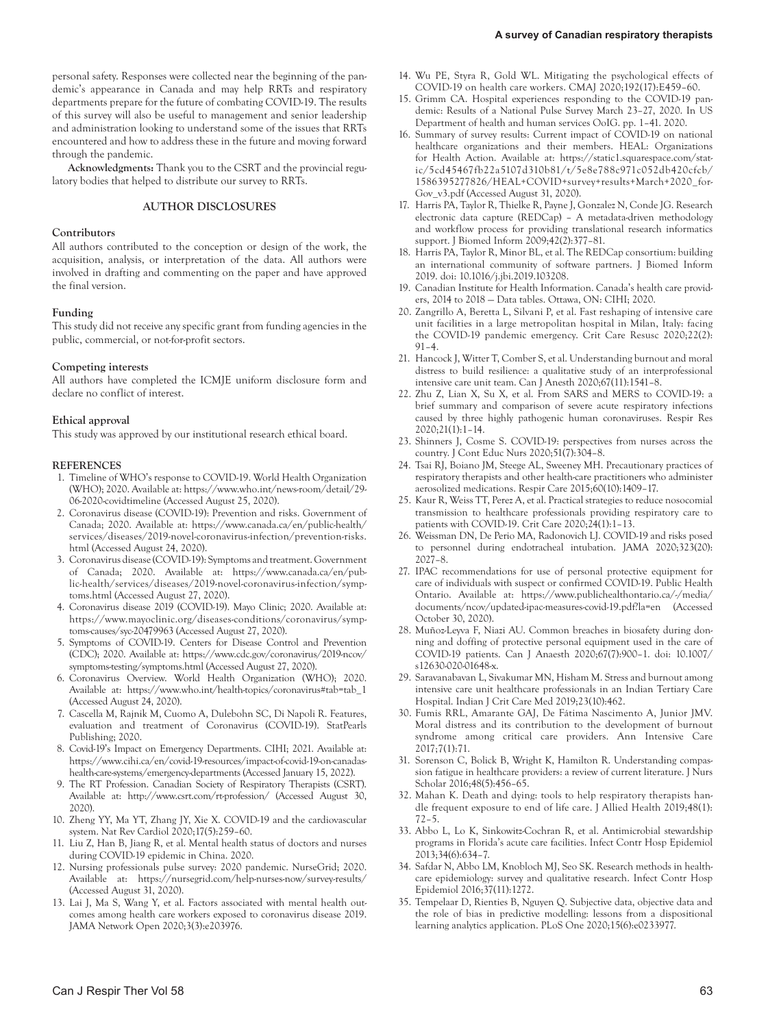personal safety. Responses were collected near the beginning of the pandemic's appearance in Canada and may help RRTs and respiratory departments prepare for the future of combating COVID-19. The results of this survey will also be useful to management and senior leadership and administration looking to understand some of the issues that RRTs encountered and how to address these in the future and moving forward through the pandemic.

**Acknowledgments:** Thank you to the CSRT and the provincial regulatory bodies that helped to distribute our survey to RRTs.

## AUTHOR DISCLOSURES

### Contributors

All authors contributed to the conception or design of the work, the acquisition, analysis, or interpretation of the data. All authors were involved in drafting and commenting on the paper and have approved the final version.

### Funding

This study did not receive any specific grant from funding agencies in the public, commercial, or not-for-profit sectors.

### Competing interests

All authors have completed the ICMJE uniform disclosure form and declare no conflict of interest.

### Ethical approval

This study was approved by our institutional research ethical board.

## REFERENCES

1. Timeline of WHO's response to COVID-19. World Health Organization (WHO); 2020. Available at: https://www.who.int/news-room/detail/29-06-2020-covidtimeline (Accessed August 25, 2020).
2. Coronavirus disease (COVID-19): Prevention and risks. Government of Canada; 2020. Available at: https://www.canada.ca/en/public-health/services/diseases/2019-novel-coronavirus-infection/prevention-risks.html (Accessed August 24, 2020).
3. Coronavirus disease (COVID-19): Symptoms and treatment. Government of Canada; 2020. Available at: https://www.canada.ca/en/public-health/services/diseases/2019-novel-coronavirus-infection/symptoms.html (Accessed August 27, 2020).
4. Coronavirus disease 2019 (COVID-19). Mayo Clinic; 2020. Available at: https://www.mayoclinic.org/diseases-conditions/coronavirus/symptoms-causes/syc-20479963 (Accessed August 27, 2020).
5. Symptoms of COVID-19. Centers for Disease Control and Prevention (CDC); 2020. Available at: https://www.cdc.gov/coronavirus/2019-ncov/symptoms-testing/symptoms.html (Accessed August 27, 2020).
6. Coronavirus Overview. World Health Organization (WHO); 2020. Available at: https://www.who.int/health-topics/coronavirus#tab=tab_1 (Accessed August 24, 2020).
7. Cascella M, Rajnik M, Cuomo A, Dulebohn SC, Di Napoli R. Features, evaluation and treatment of Coronavirus (COVID-19). StatPearls Publishing; 2020.
8. Covid-19's Impact on Emergency Departments. CIHI; 2021. Available at: https://www.cihi.ca/en/covid-19-resources/impact-of-covid-19-on-canadas-health-care-systems/emergency-departments (Accessed January 15, 2022).
9. The RT Profession. Canadian Society of Respiratory Therapists (CSRT). Available at: http://www.csrt.com/rt-profession/ (Accessed August 30, 2020).
10. Zheng YY, Ma YT, Zhang JY, Xie X. COVID-19 and the cardiovascular system. Nat Rev Cardiol 2020;17(5):259–60.
11. Liu Z, Han B, Jiang R, et al. Mental health status of doctors and nurses during COVID-19 epidemic in China. 2020.
12. Nursing professionals pulse survey: 2020 pandemic. NurseGrid; 2020. Available at: https://nursegrid.com/help-nurses-now/survey-results/ (Accessed August 31, 2020).
13. Lai J, Ma S, Wang Y, et al. Factors associated with mental health outcomes among health care workers exposed to coronavirus disease 2019. JAMA Network Open 2020;3(3):e203976.
14. Wu PE, Styra R, Gold WL. Mitigating the psychological effects of COVID-19 on health care workers. CMAJ 2020;192(17):E459–60.
15. Grimm CA. Hospital experiences responding to the COVID-19 pandemic: Results of a National Pulse Survey March 23–27, 2020. In US Department of health and human services OoIG. pp. 1–41. 2020.
16. Summary of survey results: Current impact of COVID-19 on national healthcare organizations and their members. HEAL: Organizations for Health Action. Available at: https://static1.squarespace.com/static/5cd45467fb22a5107d310b81/t/5e8e788c971c052db420cfcb/1586395277826/HEAL+COVID+survey+results+March+2020_for-Gov_v3.pdf (Accessed August 31, 2020).
17. Harris PA, Taylor R, Thielke R, Payne J, Gonzalez N, Conde JG. Research electronic data capture (REDCap) – A metadata-driven methodology and workflow process for providing translational research informatics support. J Biomed Inform 2009;42(2):377–81.
18. Harris PA, Taylor R, Minor BL, et al. The REDCap consortium: building an international community of software partners. J Biomed Inform 2019. doi: 10.1016/j.jbi.2019.103208.
19. Canadian Institute for Health Information. Canada's health care providers, 2014 to 2018 — Data tables. Ottawa, ON: CIHI; 2020.
20. Zangrillo A, Beretta L, Silvani P, et al. Fast reshaping of intensive care unit facilities in a large metropolitan hospital in Milan, Italy: facing the COVID-19 pandemic emergency. Crit Care Resusc 2020;22(2): 91–4.
21. Hancock J, Witter T, Comber S, et al. Understanding burnout and moral distress to build resilience: a qualitative study of an interprofessional intensive care unit team. Can J Anesth 2020;67(11):1541–8.
22. Zhu Z, Lian X, Su X, et al. From SARS and MERS to COVID-19: a brief summary and comparison of severe acute respiratory infections caused by three highly pathogenic human coronaviruses. Respir Res 2020;21(1):1–14.
23. Shinners J, Cosme S. COVID-19: perspectives from nurses across the country. J Cont Educ Nurs 2020;51(7):304–8.
24. Tsai RJ, Boiano JM, Steege AL, Sweeney MH. Precautionary practices of respiratory therapists and other health-care practitioners who administer aerosolized medications. Respir Care 2015;60(10):1409–17.
25. Kaur R, Weiss TT, Perez A, et al. Practical strategies to reduce nosocomial transmission to healthcare professionals providing respiratory care to patients with COVID-19. Crit Care 2020;24(1):1–13.
26. Weissman DN, De Perio MA, Radonovich LJ. COVID-19 and risks posed to personnel during endotracheal intubation. JAMA 2020;323(20): 2027–8.
27. IPAC recommendations for use of personal protective equipment for care of individuals with suspect or confirmed COVID-19. Public Health Ontario. Available at: https://www.publichealthontario.ca/-/media/documents/ncov/updated-ipac-measures-covid-19.pdf?la=en (Accessed October 30, 2020).
28. Muñoz-Leyva F, Niazi AU. Common breaches in biosafety during donning and doffing of protective personal equipment used in the care of COVID-19 patients. Can J Anaesth 2020;67(7):900–1. doi: 10.1007/s12630-020-01648-x.
29. Saravanabavan L, Sivakumar MN, Hisham M. Stress and burnout among intensive care unit healthcare professionals in an Indian Tertiary Care Hospital. Indian J Crit Care Med 2019;23(10):462.
30. Fumis RRL, Amarante GAJ, De Fátima Nascimento A, Junior JMV. Moral distress and its contribution to the development of burnout syndrome among critical care providers. Ann Intensive Care 2017;7(1):71.
31. Sorenson C, Bolick B, Wright K, Hamilton R. Understanding compassion fatigue in healthcare providers: a review of current literature. J Nurs Scholar 2016;48(5):456–65.
32. Mahan K. Death and dying: tools to help respiratory therapists handle frequent exposure to end of life care. J Allied Health 2019;48(1): 72–5.
33. Abbo L, Lo K, Sinkowitz-Cochran R, et al. Antimicrobial stewardship programs in Florida's acute care facilities. Infect Contr Hosp Epidemiol 2013;34(6):634–7.
34. Safdar N, Abbo LM, Knobloch MJ, Seo SK. Research methods in healthcare epidemiology: survey and qualitative research. Infect Contr Hosp Epidemiol 2016;37(11):1272.
35. Tempelaar D, Rienties B, Nguyen Q. Subjective data, objective data and the role of bias in predictive modelling: lessons from a dispositional learning analytics application. PLoS One 2020;15(6):e0233977.